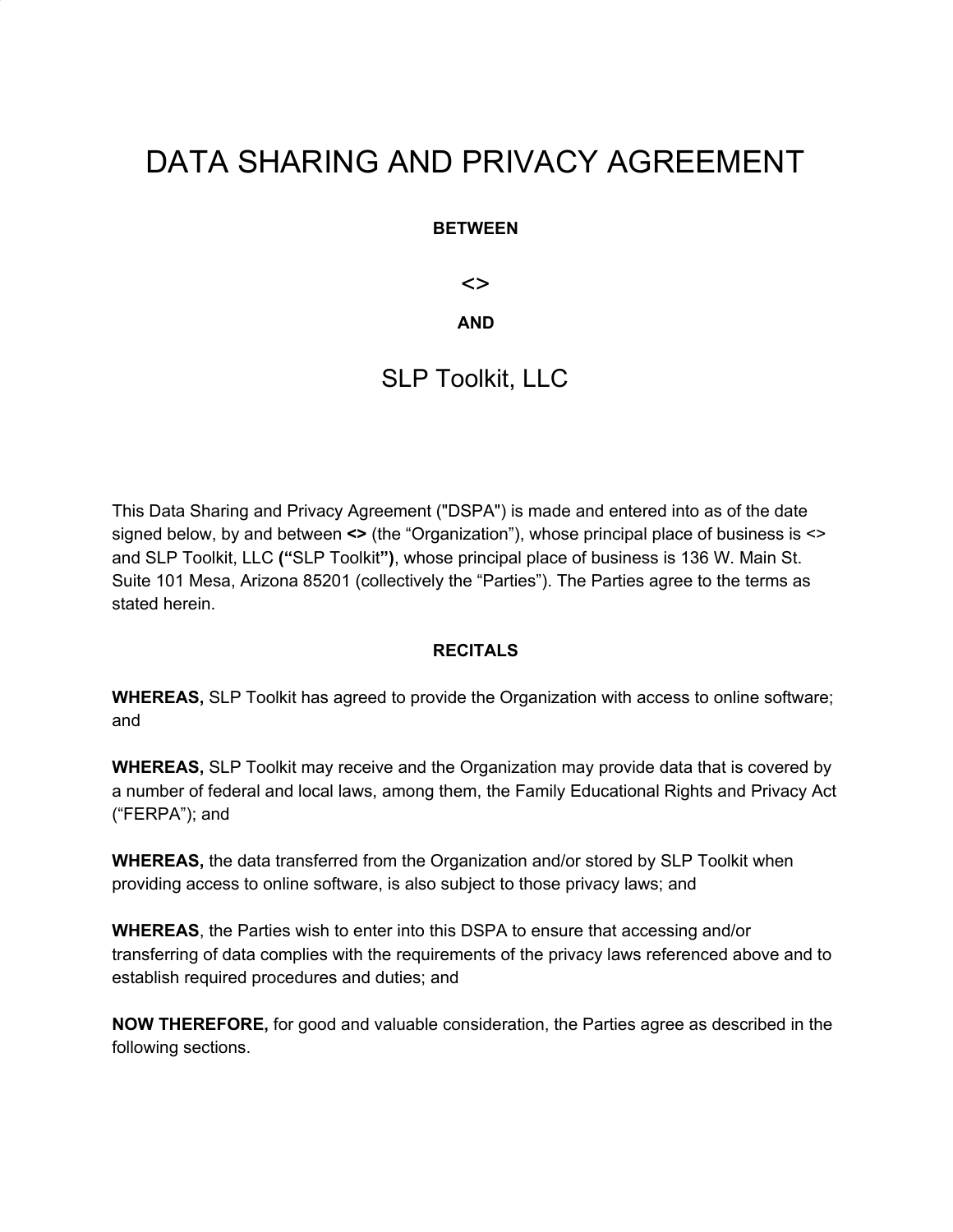# DATA SHARING AND PRIVACY AGREEMENT

**BETWEEN**

**<>**

**AND**

## SLP Toolkit, LLC

This Data Sharing and Privacy Agreement ("DSPA") is made and entered into as of the date signed below, by and between **<>** (the "Organization"), whose principal place of business is <> and SLP Toolkit, LLC **("**SLP Toolkit**")**, whose principal place of business is 136 W. Main St. Suite 101 Mesa, Arizona 85201 (collectively the "Parties"). The Parties agree to the terms as stated herein.

**RECITALS**

**WHEREAS,** SLP Toolkit has agreed to provide the Organization with access to online software; and

**WHEREAS,** SLP Toolkit may receive and the Organization may provide data that is covered by a number of federal and local laws, among them, the Family Educational Rights and Privacy Act ("FERPA"); and

**WHEREAS,** the data transferred from the Organization and/or stored by SLP Toolkit when providing access to online software, is also subject to those privacy laws; and

**WHEREAS**, the Parties wish to enter into this DSPA to ensure that accessing and/or transferring of data complies with the requirements of the privacy laws referenced above and to establish required procedures and duties; and

**NOW THEREFORE,** for good and valuable consideration, the Parties agree as described in the following sections.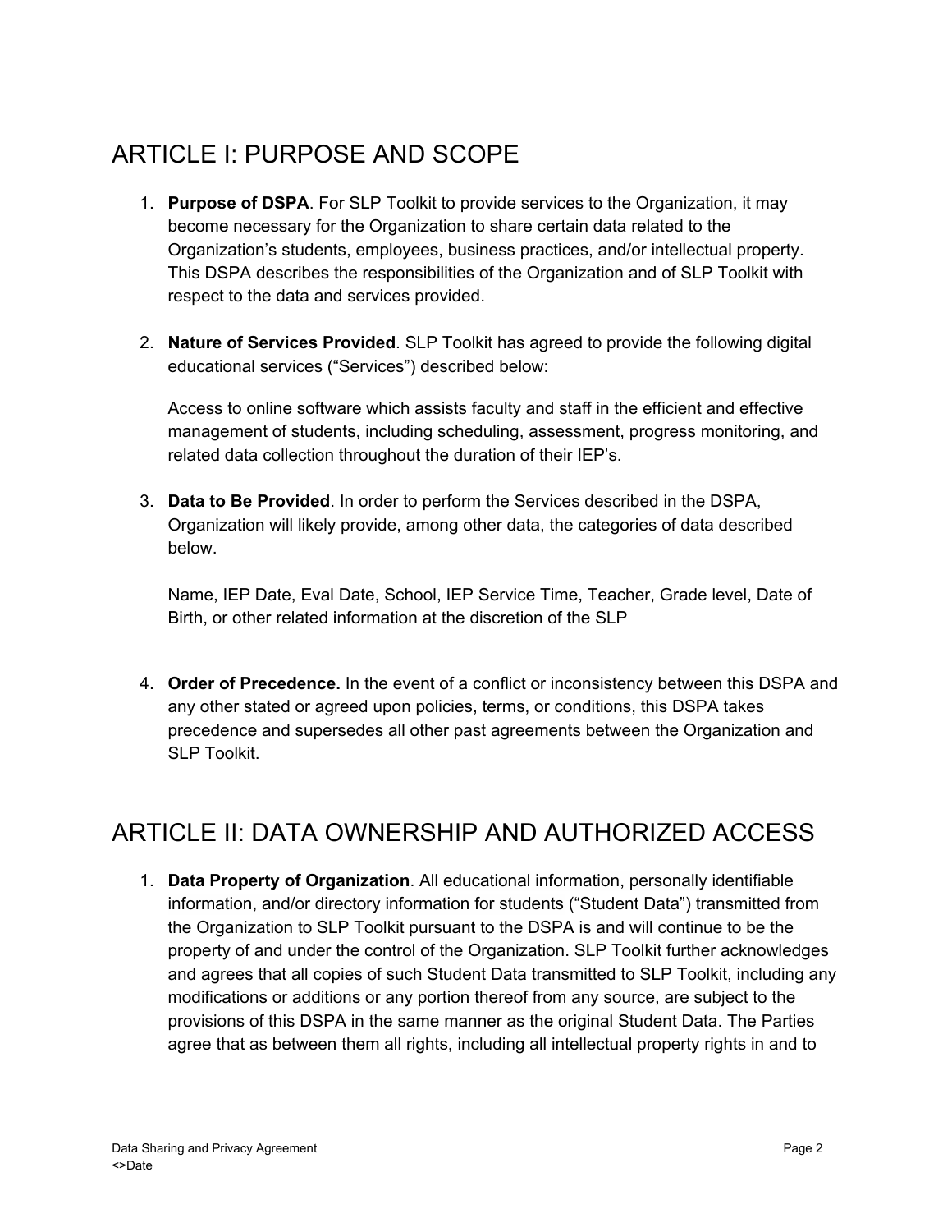# ARTICLE I: PURPOSE AND SCOPE

1. **Purpose of DSPA**. For SLP Toolkit to provide services to the Organization, it may become necessary for the Organization to share certain data related to the Organization's students, employees, business practices, and/or intellectual property. This DSPA describes the responsibilities of the Organization and of SLP Toolkit with respect to the data and services provided.

2. **Nature of Services Provided**. SLP Toolkit has agreed to provide the following digital educational services ("Services") described below:

   Access to online software which assists faculty and staff in the efficient and effective management of students, including scheduling, assessment, progress monitoring, and related data collection throughout the duration of their IEP's.

3. **Data to Be Provided**. In order to perform the Services described in the DSPA, Organization will likely provide, among other data, the categories of data described below.

   Name, IEP Date, Eval Date, School, IEP Service Time, Teacher, Grade level, Date of Birth, or other related information at the discretion of the SLP

4. **Order of Precedence.** In the event of a conflict or inconsistency between this DSPA and any other stated or agreed upon policies, terms, or conditions, this DSPA takes precedence and supersedes all other past agreements between the Organization and SLP Toolkit.

# ARTICLE II: DATA OWNERSHIP AND AUTHORIZED ACCESS

1. **Data Property of Organization**. All educational information, personally identifiable information, and/or directory information for students ("Student Data") transmitted from the Organization to SLP Toolkit pursuant to the DSPA is and will continue to be the property of and under the control of the Organization. SLP Toolkit further acknowledges and agrees that all copies of such Student Data transmitted to SLP Toolkit, including any modifications or additions or any portion thereof from any source, are subject to the provisions of this DSPA in the same manner as the original Student Data. The Parties agree that as between them all rights, including all intellectual property rights in and to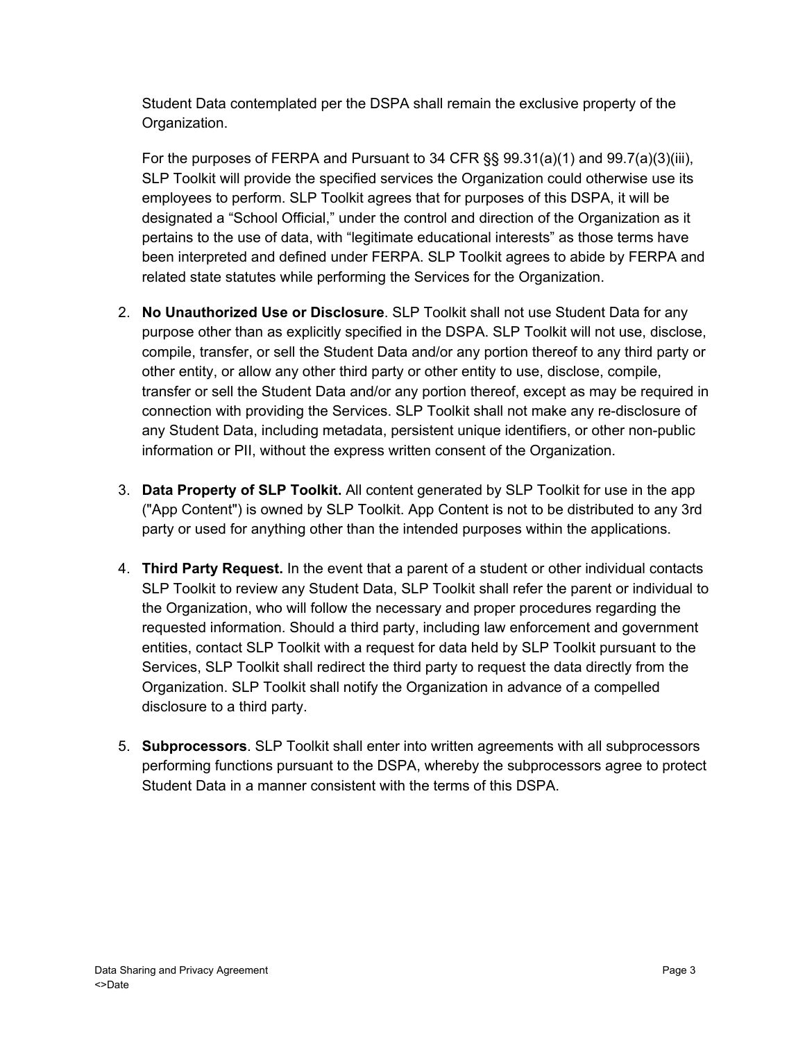Student Data contemplated per the DSPA shall remain the exclusive property of the Organization.

For the purposes of FERPA and Pursuant to 34 CFR §§ 99.31(a)(1) and 99.7(a)(3)(iii), SLP Toolkit will provide the specified services the Organization could otherwise use its employees to perform. SLP Toolkit agrees that for purposes of this DSPA, it will be designated a "School Official," under the control and direction of the Organization as it pertains to the use of data, with "legitimate educational interests" as those terms have been interpreted and defined under FERPA. SLP Toolkit agrees to abide by FERPA and related state statutes while performing the Services for the Organization.

2. **No Unauthorized Use or Disclosure**. SLP Toolkit shall not use Student Data for any purpose other than as explicitly specified in the DSPA. SLP Toolkit will not use, disclose, compile, transfer, or sell the Student Data and/or any portion thereof to any third party or other entity, or allow any other third party or other entity to use, disclose, compile, transfer or sell the Student Data and/or any portion thereof, except as may be required in connection with providing the Services. SLP Toolkit shall not make any re-disclosure of any Student Data, including metadata, persistent unique identifiers, or other non-public information or PII, without the express written consent of the Organization.

3. **Data Property of SLP Toolkit.** All content generated by SLP Toolkit for use in the app ("App Content") is owned by SLP Toolkit. App Content is not to be distributed to any 3rd party or used for anything other than the intended purposes within the applications.

4. **Third Party Request.** In the event that a parent of a student or other individual contacts SLP Toolkit to review any Student Data, SLP Toolkit shall refer the parent or individual to the Organization, who will follow the necessary and proper procedures regarding the requested information. Should a third party, including law enforcement and government entities, contact SLP Toolkit with a request for data held by SLP Toolkit pursuant to the Services, SLP Toolkit shall redirect the third party to request the data directly from the Organization. SLP Toolkit shall notify the Organization in advance of a compelled disclosure to a third party.

5. **Subprocessors**. SLP Toolkit shall enter into written agreements with all subprocessors performing functions pursuant to the DSPA, whereby the subprocessors agree to protect Student Data in a manner consistent with the terms of this DSPA.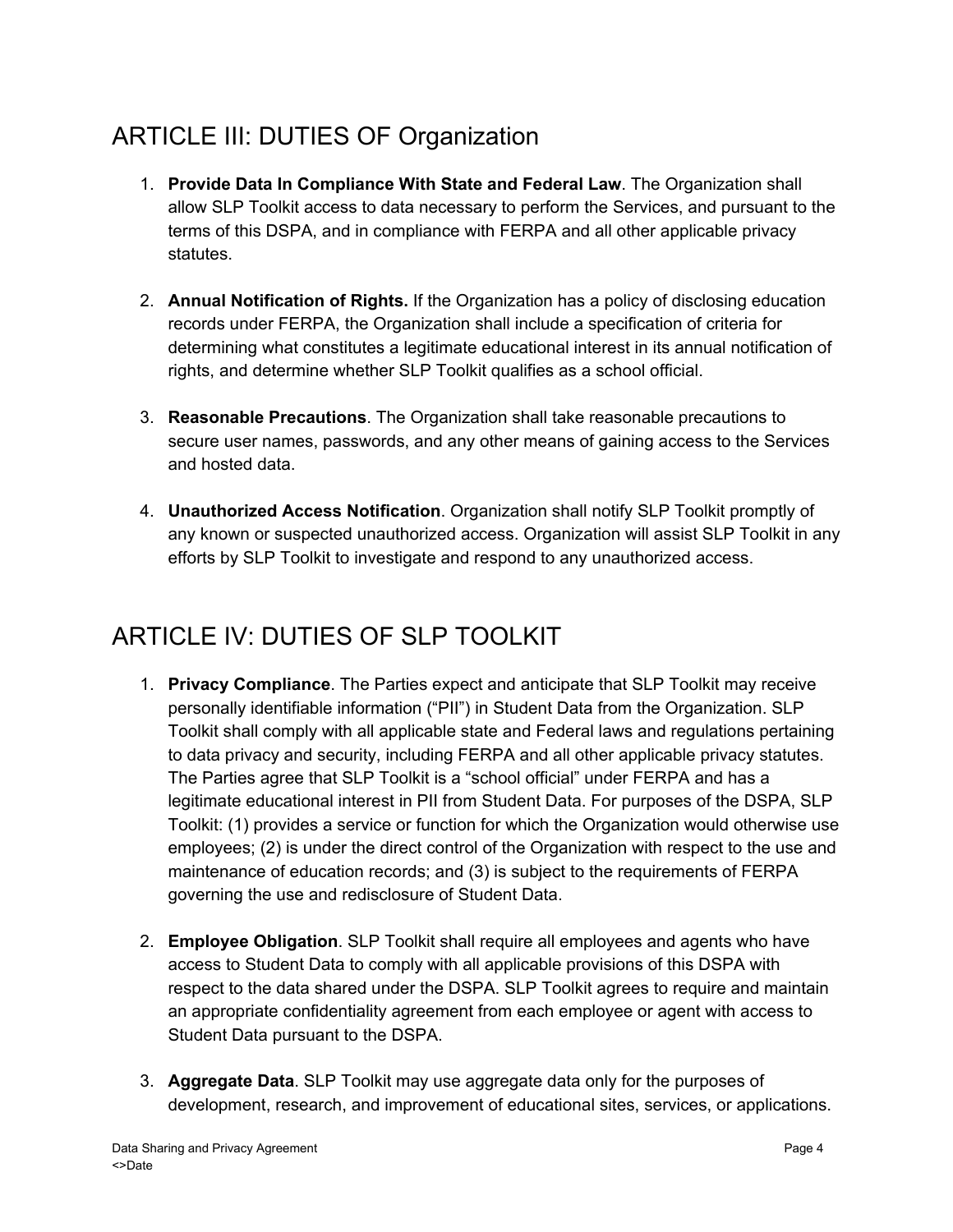## ARTICLE III: DUTIES OF Organization

1. **Provide Data In Compliance With State and Federal Law**. The Organization shall allow SLP Toolkit access to data necessary to perform the Services, and pursuant to the terms of this DSPA, and in compliance with FERPA and all other applicable privacy statutes.

2. **Annual Notification of Rights.** If the Organization has a policy of disclosing education records under FERPA, the Organization shall include a specification of criteria for determining what constitutes a legitimate educational interest in its annual notification of rights, and determine whether SLP Toolkit qualifies as a school official.

3. **Reasonable Precautions**. The Organization shall take reasonable precautions to secure user names, passwords, and any other means of gaining access to the Services and hosted data.

4. **Unauthorized Access Notification**. Organization shall notify SLP Toolkit promptly of any known or suspected unauthorized access. Organization will assist SLP Toolkit in any efforts by SLP Toolkit to investigate and respond to any unauthorized access.

## ARTICLE IV: DUTIES OF SLP TOOLKIT

1. **Privacy Compliance**. The Parties expect and anticipate that SLP Toolkit may receive personally identifiable information ("PII") in Student Data from the Organization. SLP Toolkit shall comply with all applicable state and Federal laws and regulations pertaining to data privacy and security, including FERPA and all other applicable privacy statutes. The Parties agree that SLP Toolkit is a "school official" under FERPA and has a legitimate educational interest in PII from Student Data. For purposes of the DSPA, SLP Toolkit: (1) provides a service or function for which the Organization would otherwise use employees; (2) is under the direct control of the Organization with respect to the use and maintenance of education records; and (3) is subject to the requirements of FERPA governing the use and redisclosure of Student Data.

2. **Employee Obligation**. SLP Toolkit shall require all employees and agents who have access to Student Data to comply with all applicable provisions of this DSPA with respect to the data shared under the DSPA. SLP Toolkit agrees to require and maintain an appropriate confidentiality agreement from each employee or agent with access to Student Data pursuant to the DSPA.

3. **Aggregate Data**. SLP Toolkit may use aggregate data only for the purposes of development, research, and improvement of educational sites, services, or applications.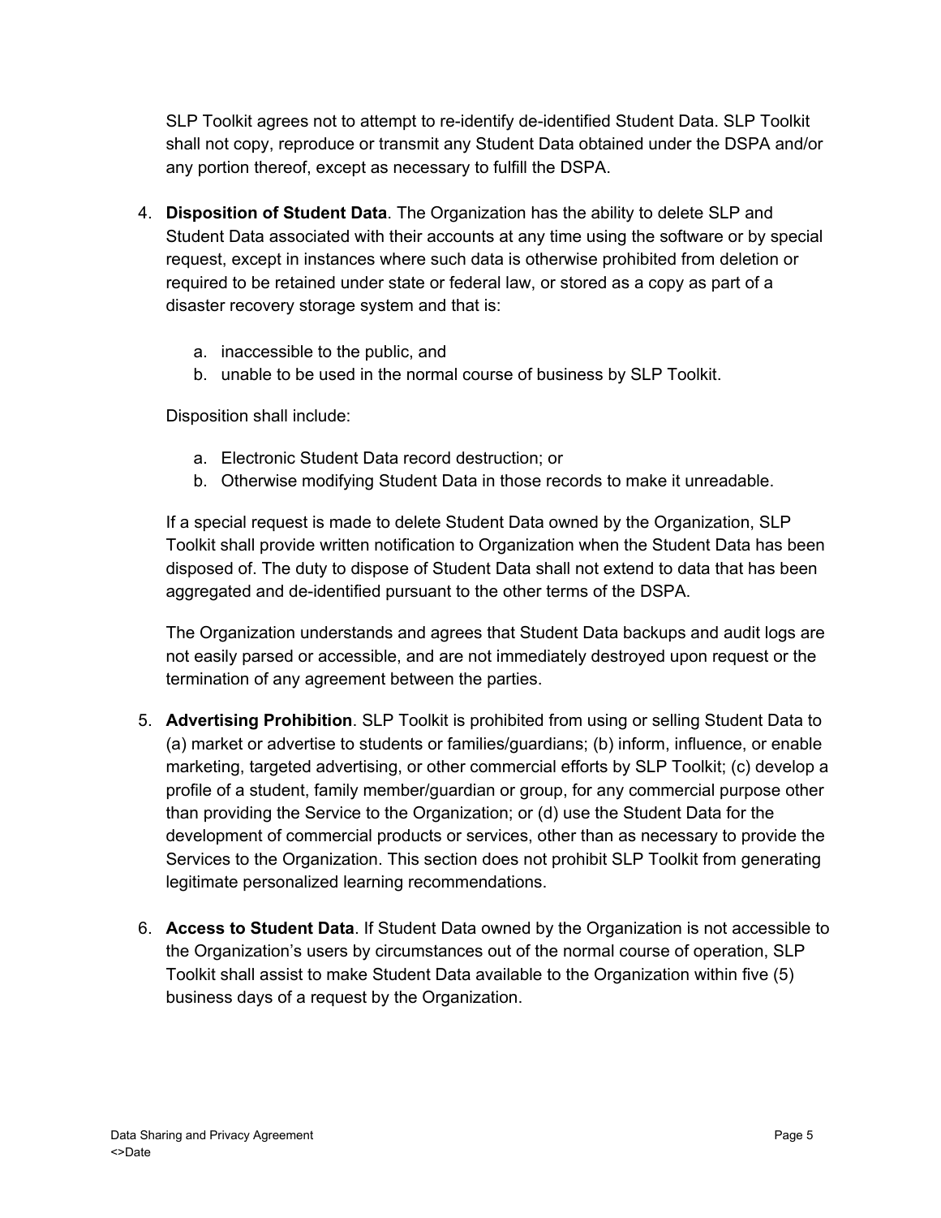SLP Toolkit agrees not to attempt to re-identify de-identified Student Data. SLP Toolkit shall not copy, reproduce or transmit any Student Data obtained under the DSPA and/or any portion thereof, except as necessary to fulfill the DSPA.

4. **Disposition of Student Data**. The Organization has the ability to delete SLP and Student Data associated with their accounts at any time using the software or by special request, except in instances where such data is otherwise prohibited from deletion or required to be retained under state or federal law, or stored as a copy as part of a disaster recovery storage system and that is:

    a. inaccessible to the public, and
    b. unable to be used in the normal course of business by SLP Toolkit.

    Disposition shall include:

    a. Electronic Student Data record destruction; or
    b. Otherwise modifying Student Data in those records to make it unreadable.

    If a special request is made to delete Student Data owned by the Organization, SLP Toolkit shall provide written notification to Organization when the Student Data has been disposed of. The duty to dispose of Student Data shall not extend to data that has been aggregated and de-identified pursuant to the other terms of the DSPA.

    The Organization understands and agrees that Student Data backups and audit logs are not easily parsed or accessible, and are not immediately destroyed upon request or the termination of any agreement between the parties.

5. **Advertising Prohibition**. SLP Toolkit is prohibited from using or selling Student Data to (a) market or advertise to students or families/guardians; (b) inform, influence, or enable marketing, targeted advertising, or other commercial efforts by SLP Toolkit; (c) develop a profile of a student, family member/guardian or group, for any commercial purpose other than providing the Service to the Organization; or (d) use the Student Data for the development of commercial products or services, other than as necessary to provide the Services to the Organization. This section does not prohibit SLP Toolkit from generating legitimate personalized learning recommendations.

6. **Access to Student Data**. If Student Data owned by the Organization is not accessible to the Organization's users by circumstances out of the normal course of operation, SLP Toolkit shall assist to make Student Data available to the Organization within five (5) business days of a request by the Organization.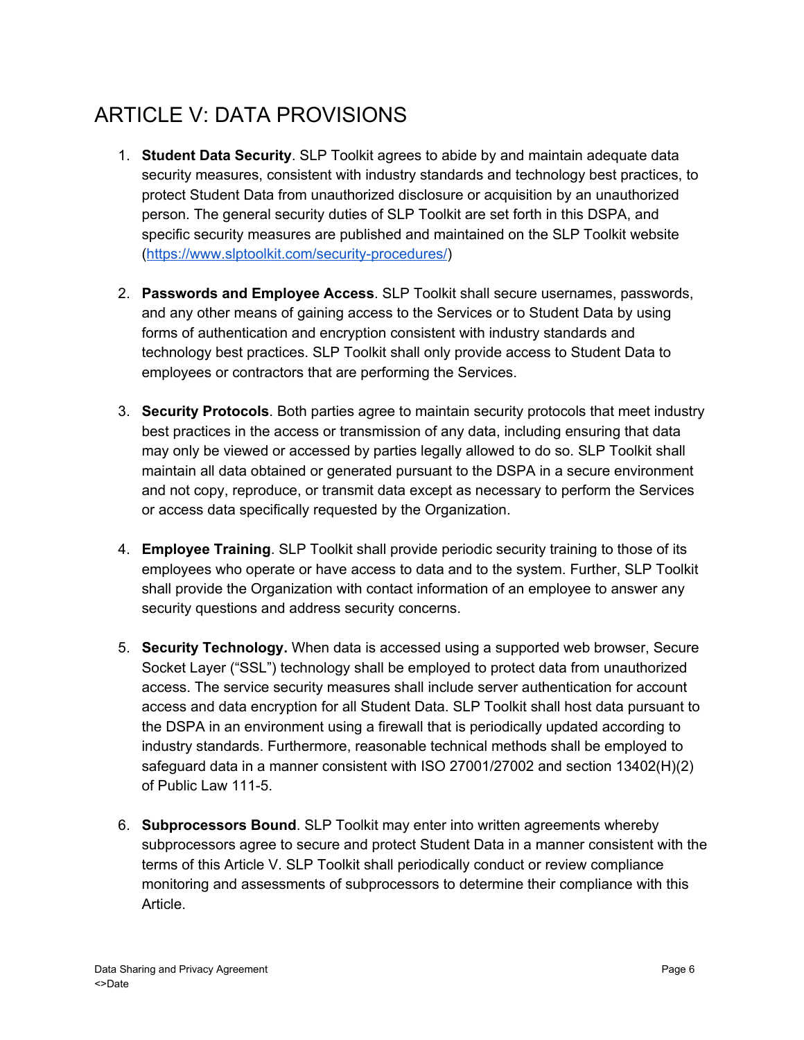# ARTICLE V: DATA PROVISIONS

1. **Student Data Security**. SLP Toolkit agrees to abide by and maintain adequate data security measures, consistent with industry standards and technology best practices, to protect Student Data from unauthorized disclosure or acquisition by an unauthorized person. The general security duties of SLP Toolkit are set forth in this DSPA, and specific security measures are published and maintained on the SLP Toolkit website ([https://www.slptoolkit.com/security-procedures/](https://www.slptoolkit.com/security-procedures/))

2. **Passwords and Employee Access**. SLP Toolkit shall secure usernames, passwords, and any other means of gaining access to the Services or to Student Data by using forms of authentication and encryption consistent with industry standards and technology best practices. SLP Toolkit shall only provide access to Student Data to employees or contractors that are performing the Services.

3. **Security Protocols**. Both parties agree to maintain security protocols that meet industry best practices in the access or transmission of any data, including ensuring that data may only be viewed or accessed by parties legally allowed to do so. SLP Toolkit shall maintain all data obtained or generated pursuant to the DSPA in a secure environment and not copy, reproduce, or transmit data except as necessary to perform the Services or access data specifically requested by the Organization.

4. **Employee Training**. SLP Toolkit shall provide periodic security training to those of its employees who operate or have access to data and to the system. Further, SLP Toolkit shall provide the Organization with contact information of an employee to answer any security questions and address security concerns.

5. **Security Technology.** When data is accessed using a supported web browser, Secure Socket Layer ("SSL") technology shall be employed to protect data from unauthorized access. The service security measures shall include server authentication for account access and data encryption for all Student Data. SLP Toolkit shall host data pursuant to the DSPA in an environment using a firewall that is periodically updated according to industry standards. Furthermore, reasonable technical methods shall be employed to safeguard data in a manner consistent with ISO 27001/27002 and section 13402(H)(2) of Public Law 111-5.

6. **Subprocessors Bound**. SLP Toolkit may enter into written agreements whereby subprocessors agree to secure and protect Student Data in a manner consistent with the terms of this Article V. SLP Toolkit shall periodically conduct or review compliance monitoring and assessments of subprocessors to determine their compliance with this Article.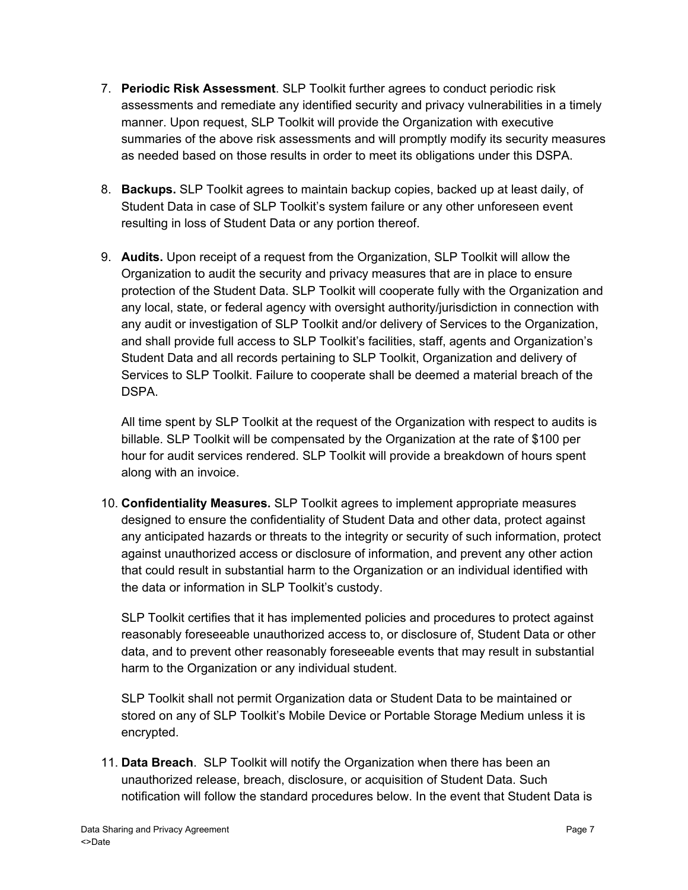7. **Periodic Risk Assessment**. SLP Toolkit further agrees to conduct periodic risk assessments and remediate any identified security and privacy vulnerabilities in a timely manner. Upon request, SLP Toolkit will provide the Organization with executive summaries of the above risk assessments and will promptly modify its security measures as needed based on those results in order to meet its obligations under this DSPA.

8. **Backups.** SLP Toolkit agrees to maintain backup copies, backed up at least daily, of Student Data in case of SLP Toolkit's system failure or any other unforeseen event resulting in loss of Student Data or any portion thereof.

9. **Audits.** Upon receipt of a request from the Organization, SLP Toolkit will allow the Organization to audit the security and privacy measures that are in place to ensure protection of the Student Data. SLP Toolkit will cooperate fully with the Organization and any local, state, or federal agency with oversight authority/jurisdiction in connection with any audit or investigation of SLP Toolkit and/or delivery of Services to the Organization, and shall provide full access to SLP Toolkit's facilities, staff, agents and Organization's Student Data and all records pertaining to SLP Toolkit, Organization and delivery of Services to SLP Toolkit. Failure to cooperate shall be deemed a material breach of the DSPA.

   All time spent by SLP Toolkit at the request of the Organization with respect to audits is billable. SLP Toolkit will be compensated by the Organization at the rate of $100 per hour for audit services rendered. SLP Toolkit will provide a breakdown of hours spent along with an invoice.

10. **Confidentiality Measures.** SLP Toolkit agrees to implement appropriate measures designed to ensure the confidentiality of Student Data and other data, protect against any anticipated hazards or threats to the integrity or security of such information, protect against unauthorized access or disclosure of information, and prevent any other action that could result in substantial harm to the Organization or an individual identified with the data or information in SLP Toolkit's custody.

    SLP Toolkit certifies that it has implemented policies and procedures to protect against reasonably foreseeable unauthorized access to, or disclosure of, Student Data or other data, and to prevent other reasonably foreseeable events that may result in substantial harm to the Organization or any individual student.

    SLP Toolkit shall not permit Organization data or Student Data to be maintained or stored on any of SLP Toolkit's Mobile Device or Portable Storage Medium unless it is encrypted.

11. **Data Breach**. SLP Toolkit will notify the Organization when there has been an unauthorized release, breach, disclosure, or acquisition of Student Data. Such notification will follow the standard procedures below. In the event that Student Data is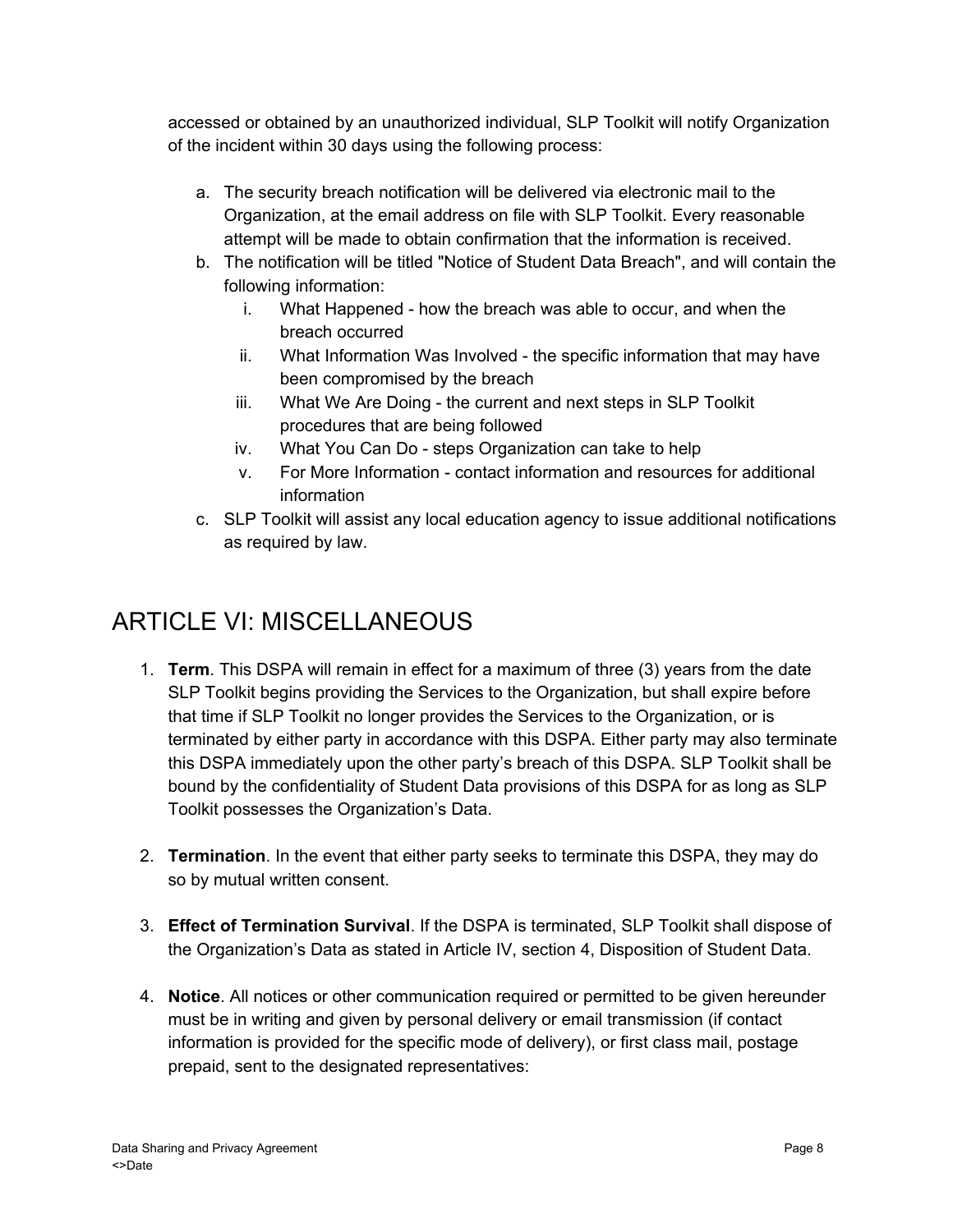accessed or obtained by an unauthorized individual, SLP Toolkit will notify Organization of the incident within 30 days using the following process:

a. The security breach notification will be delivered via electronic mail to the Organization, at the email address on file with SLP Toolkit. Every reasonable attempt will be made to obtain confirmation that the information is received.
b. The notification will be titled "Notice of Student Data Breach", and will contain the following information:
    i. What Happened - how the breach was able to occur, and when the breach occurred
    ii. What Information Was Involved - the specific information that may have been compromised by the breach
    iii. What We Are Doing - the current and next steps in SLP Toolkit procedures that are being followed
    iv. What You Can Do - steps Organization can take to help
    v. For More Information - contact information and resources for additional information
c. SLP Toolkit will assist any local education agency to issue additional notifications as required by law.

# ARTICLE VI: MISCELLANEOUS

1. **Term**. This DSPA will remain in effect for a maximum of three (3) years from the date SLP Toolkit begins providing the Services to the Organization, but shall expire before that time if SLP Toolkit no longer provides the Services to the Organization, or is terminated by either party in accordance with this DSPA. Either party may also terminate this DSPA immediately upon the other party's breach of this DSPA. SLP Toolkit shall be bound by the confidentiality of Student Data provisions of this DSPA for as long as SLP Toolkit possesses the Organization's Data.

2. **Termination**. In the event that either party seeks to terminate this DSPA, they may do so by mutual written consent.

3. **Effect of Termination Survival**. If the DSPA is terminated, SLP Toolkit shall dispose of the Organization's Data as stated in Article IV, section 4, Disposition of Student Data.

4. **Notice**. All notices or other communication required or permitted to be given hereunder must be in writing and given by personal delivery or email transmission (if contact information is provided for the specific mode of delivery), or first class mail, postage prepaid, sent to the designated representatives: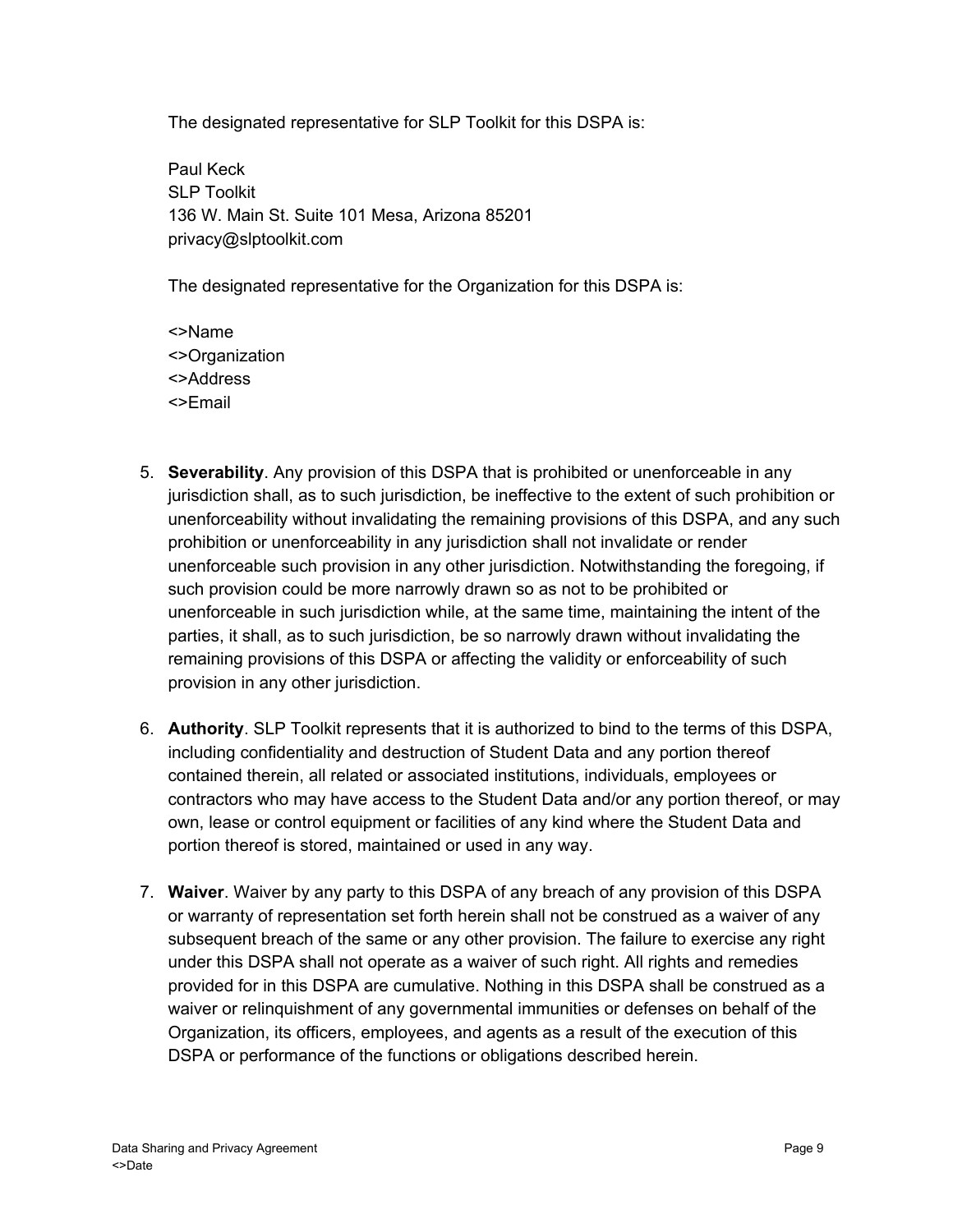The designated representative for SLP Toolkit for this DSPA is:

Paul Keck
SLP Toolkit
136 W. Main St. Suite 101 Mesa, Arizona 85201
privacy@slptoolkit.com

The designated representative for the Organization for this DSPA is:

<>Name
<>Organization
<>Address
<>Email

5. **Severability**. Any provision of this DSPA that is prohibited or unenforceable in any jurisdiction shall, as to such jurisdiction, be ineffective to the extent of such prohibition or unenforceability without invalidating the remaining provisions of this DSPA, and any such prohibition or unenforceability in any jurisdiction shall not invalidate or render unenforceable such provision in any other jurisdiction. Notwithstanding the foregoing, if such provision could be more narrowly drawn so as not to be prohibited or unenforceable in such jurisdiction while, at the same time, maintaining the intent of the parties, it shall, as to such jurisdiction, be so narrowly drawn without invalidating the remaining provisions of this DSPA or affecting the validity or enforceability of such provision in any other jurisdiction.

6. **Authority**. SLP Toolkit represents that it is authorized to bind to the terms of this DSPA, including confidentiality and destruction of Student Data and any portion thereof contained therein, all related or associated institutions, individuals, employees or contractors who may have access to the Student Data and/or any portion thereof, or may own, lease or control equipment or facilities of any kind where the Student Data and portion thereof is stored, maintained or used in any way.

7. **Waiver**. Waiver by any party to this DSPA of any breach of any provision of this DSPA or warranty of representation set forth herein shall not be construed as a waiver of any subsequent breach of the same or any other provision. The failure to exercise any right under this DSPA shall not operate as a waiver of such right. All rights and remedies provided for in this DSPA are cumulative. Nothing in this DSPA shall be construed as a waiver or relinquishment of any governmental immunities or defenses on behalf of the Organization, its officers, employees, and agents as a result of the execution of this DSPA or performance of the functions or obligations described herein.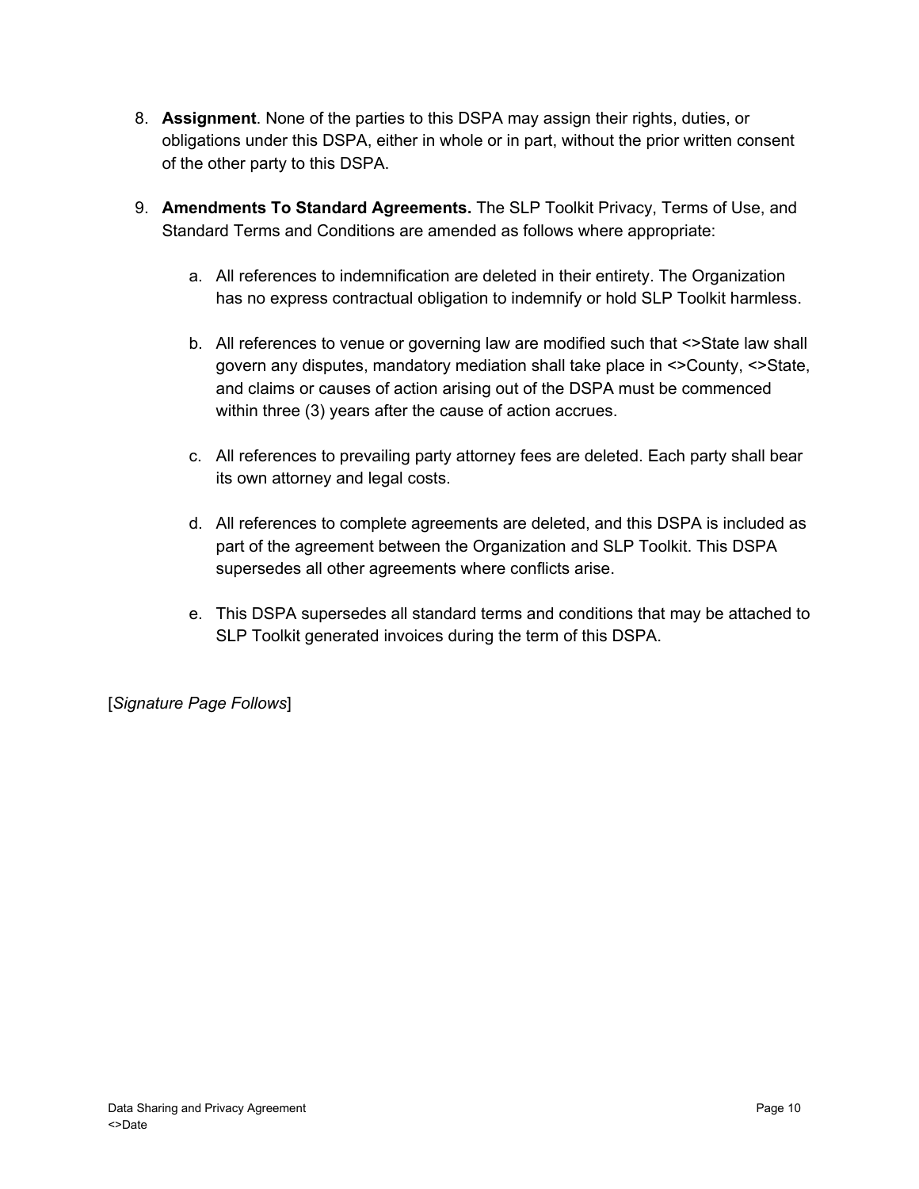8. **Assignment**. None of the parties to this DSPA may assign their rights, duties, or obligations under this DSPA, either in whole or in part, without the prior written consent of the other party to this DSPA.

9. **Amendments To Standard Agreements.** The SLP Toolkit Privacy, Terms of Use, and Standard Terms and Conditions are amended as follows where appropriate:

   a. All references to indemnification are deleted in their entirety. The Organization has no express contractual obligation to indemnify or hold SLP Toolkit harmless.

   b. All references to venue or governing law are modified such that <>State law shall govern any disputes, mandatory mediation shall take place in <>County, <>State, and claims or causes of action arising out of the DSPA must be commenced within three (3) years after the cause of action accrues.

   c. All references to prevailing party attorney fees are deleted. Each party shall bear its own attorney and legal costs.

   d. All references to complete agreements are deleted, and this DSPA is included as part of the agreement between the Organization and SLP Toolkit. This DSPA supersedes all other agreements where conflicts arise.

   e. This DSPA supersedes all standard terms and conditions that may be attached to SLP Toolkit generated invoices during the term of this DSPA.

[*Signature Page Follows*]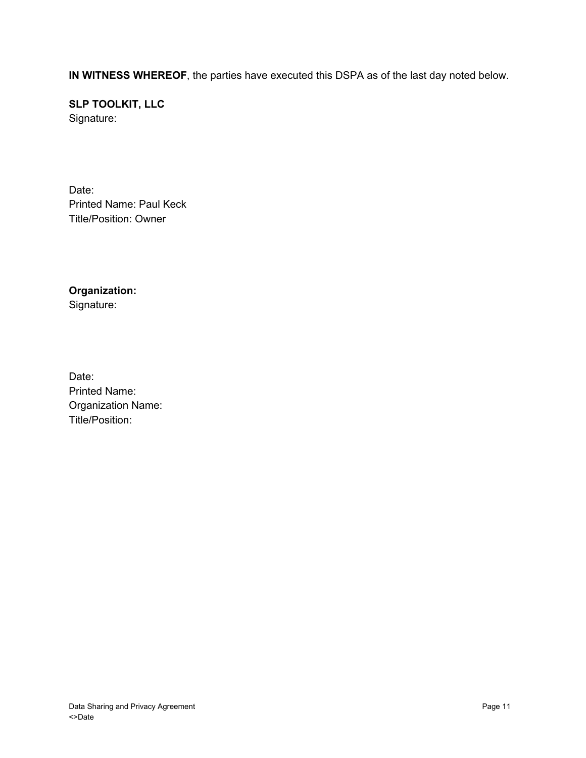**IN WITNESS WHEREOF**, the parties have executed this DSPA as of the last day noted below.

**SLP TOOLKIT, LLC**
Signature:

Date:
Printed Name: Paul Keck
Title/Position: Owner

**Organization:**
Signature:

Date:
Printed Name:
Organization Name:
Title/Position: